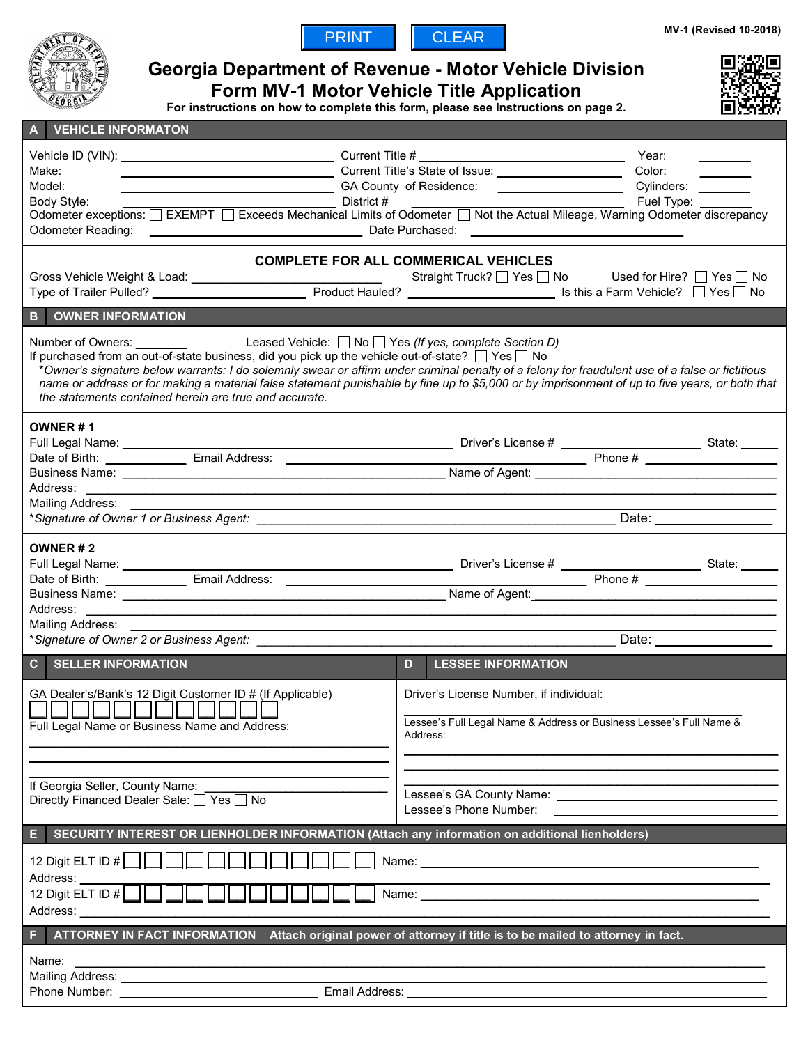PRINT CLEAR

MV-1 (Revised 10-2018)

# Georgia Department of Revenue - Motor Vehicle Division
# Form MV-1 Motor Vehicle Title Application

**For instructions on how to complete this form, please see Instructions on page 2.**

## A VEHICLE INFORMATON

Vehicle ID (VIN): ______________________ Current Title # ______________________ Year: ________
Make: ______________________ Current Title's State of Issue: ______________________ Color: ________
Model: ______________________ GA County of Residence: ______________________ Cylinders: ________
Body Style: ______________________ District # ______________________ Fuel Type: ________
Odometer exceptions: ☐ EXEMPT ☐ Exceeds Mechanical Limits of Odometer ☐ Not the Actual Mileage, Warning Odometer discrepancy
Odometer Reading: ______________________ Date Purchased: ______________________

**COMPLETE FOR ALL COMMERICAL VEHICLES**

Gross Vehicle Weight & Load: ______________________ Straight Truck? ☐ Yes ☐ No Used for Hire? ☐ Yes ☐ No
Type of Trailer Pulled? ______________________ Product Hauled? ______________________ Is this a Farm Vehicle? ☐ Yes ☐ No

## B OWNER INFORMATION

Number of Owners: ________ Leased Vehicle: ☐ No ☐ Yes *(If yes, complete Section D)*
If purchased from an out-of-state business, did you pick up the vehicle out-of-state? ☐ Yes ☐ No
**\****Owner's signature below warrants: I do solemnly swear or affirm under criminal penalty of a felony for fraudulent use of a false or fictitious name or address or for making a material false statement punishable by fine up to $5,000 or by imprisonment of up to five years, or both that the statements contained herein are true and accurate.*

**OWNER # 1**

Full Legal Name: ______________________ Driver's License # ______________________ State: ______
Date of Birth: ____________ Email Address: ______________________ Phone # ______________________
Business Name: ______________________ Name of Agent: ______________________
Address: ______________________
Mailing Address: ______________________
*\*Signature of Owner 1 or Business Agent:* ______________________ Date: ______________________

**OWNER # 2**

Full Legal Name: ______________________ Driver's License # ______________________ State: ______
Date of Birth: ____________ Email Address: ______________________ Phone # ______________________
Business Name: ______________________ Name of Agent: ______________________
Address: ______________________
Mailing Address: ______________________
*\*Signature of Owner 2 or Business Agent:* ______________________ Date: ______________________

## C SELLER INFORMATION

GA Dealer's/Bank's 12 Digit Customer ID # (If Applicable)
☐☐☐☐☐☐☐☐☐☐☐☐
Full Legal Name or Business Name and Address:
______________________
______________________
______________________
If Georgia Seller, County Name: ______________________
Directly Financed Dealer Sale: ☐ Yes ☐ No

## D LESSEE INFORMATION

Driver's License Number, if individual:
______________________
Lessee's Full Legal Name & Address or Business Lessee's Full Name & Address:
______________________
______________________
______________________
Lessee's GA County Name: ______________________
Lessee's Phone Number: ______________________

## E SECURITY INTEREST OR LIENHOLDER INFORMATION (Attach any information on additional lienholders)

12 Digit ELT ID # ☐☐☐☐☐☐☐☐☐☐☐☐ Name: ______________________
Address: ______________________
12 Digit ELT ID # ☐☐☐☐☐☐☐☐☐☐☐☐ Name: ______________________
Address: ______________________

## F ATTORNEY IN FACT INFORMATION Attach original power of attorney if title is to be mailed to attorney in fact.

Name: ______________________
Mailing Address: ______________________
Phone Number: ______________________ Email Address: ______________________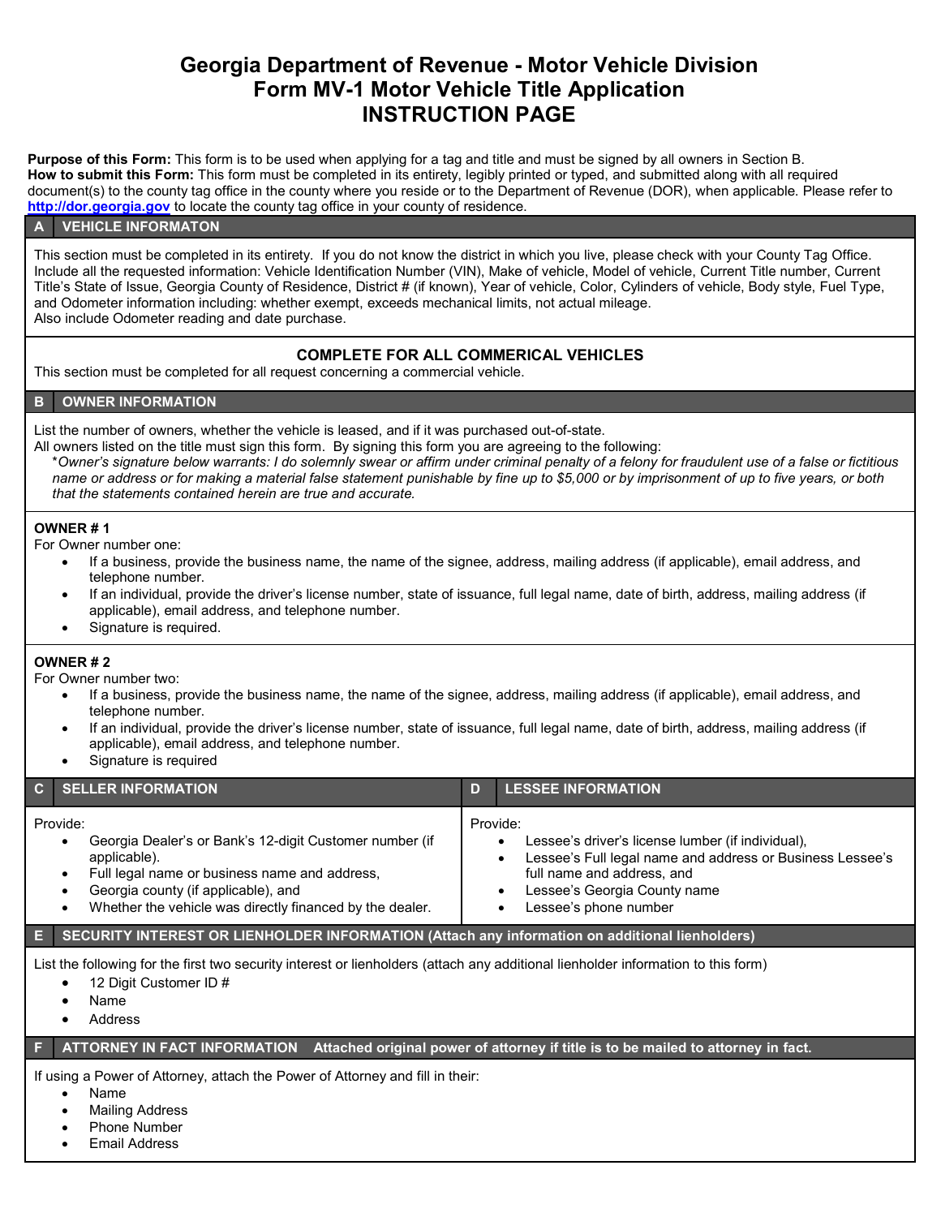# Georgia Department of Revenue - Motor Vehicle Division
# Form MV-1 Motor Vehicle Title Application
# INSTRUCTION PAGE

**Purpose of this Form:** This form is to be used when applying for a tag and title and must be signed by all owners in Section B.
**How to submit this Form:** This form must be completed in its entirety, legibly printed or typed, and submitted along with all required document(s) to the county tag office in the county where you reside or to the Department of Revenue (DOR), when applicable. Please refer to **http://dor.georgia.gov** to locate the county tag office in your county of residence.

## A VEHICLE INFORMATON

This section must be completed in its entirety. If you do not know the district in which you live, please check with your County Tag Office. Include all the requested information: Vehicle Identification Number (VIN), Make of vehicle, Model of vehicle, Current Title number, Current Title's State of Issue, Georgia County of Residence, District # (if known), Year of vehicle, Color, Cylinders of vehicle, Body style, Fuel Type, and Odometer information including: whether exempt, exceeds mechanical limits, not actual mileage.
Also include Odometer reading and date purchase.

### COMPLETE FOR ALL COMMERICAL VEHICLES

This section must be completed for all request concerning a commercial vehicle.

## B OWNER INFORMATION

List the number of owners, whether the vehicle is leased, and if it was purchased out-of-state.
All owners listed on the title must sign this form. By signing this form you are agreeing to the following:

*\*Owner's signature below warrants: I do solemnly swear or affirm under criminal penalty of a felony for fraudulent use of a false or fictitious name or address or for making a material false statement punishable by fine up to $5,000 or by imprisonment of up to five years, or both that the statements contained herein are true and accurate.*

**OWNER # 1**

For Owner number one:

- If a business, provide the business name, the name of the signee, address, mailing address (if applicable), email address, and telephone number.
- If an individual, provide the driver's license number, state of issuance, full legal name, date of birth, address, mailing address (if applicable), email address, and telephone number.
- Signature is required.

**OWNER # 2**

For Owner number two:

- If a business, provide the business name, the name of the signee, address, mailing address (if applicable), email address, and telephone number.
- If an individual, provide the driver's license number, state of issuance, full legal name, date of birth, address, mailing address (if applicable), email address, and telephone number.
- Signature is required

## C SELLER INFORMATION

Provide:

- Georgia Dealer's or Bank's 12-digit Customer number (if applicable).
- Full legal name or business name and address,
- Georgia county (if applicable), and
- Whether the vehicle was directly financed by the dealer.

## D LESSEE INFORMATION

Provide:

- Lessee's driver's license lumber (if individual),
- Lessee's Full legal name and address or Business Lessee's full name and address, and
- Lessee's Georgia County name
- Lessee's phone number

## E SECURITY INTEREST OR LIENHOLDER INFORMATION (Attach any information on additional lienholders)

List the following for the first two security interest or lienholders (attach any additional lienholder information to this form)

- 12 Digit Customer ID #
- Name
- Address

## F ATTORNEY IN FACT INFORMATION Attached original power of attorney if title is to be mailed to attorney in fact.

If using a Power of Attorney, attach the Power of Attorney and fill in their:

- Name
- Mailing Address
- Phone Number
- Email Address